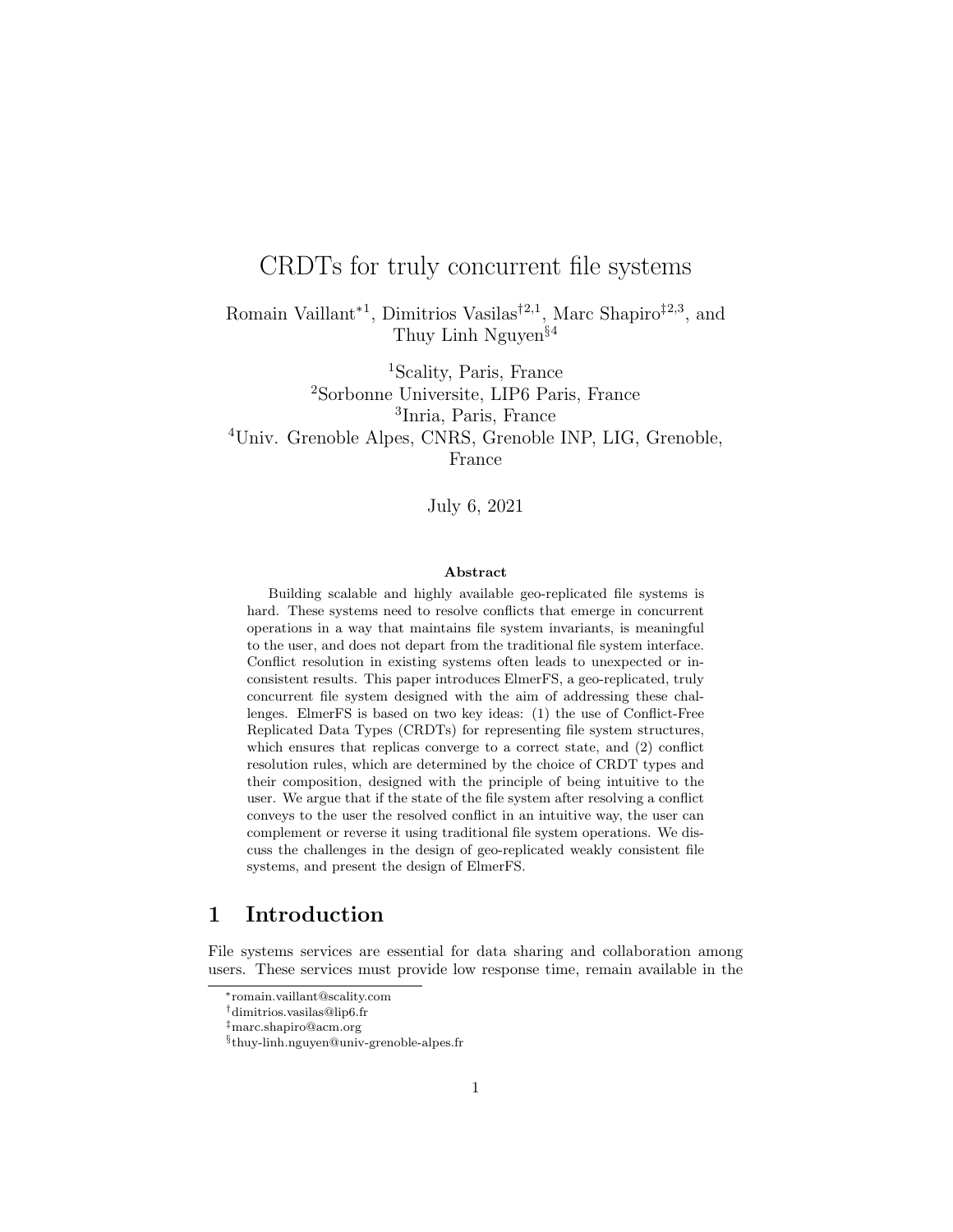# CRDTs for truly concurrent file systems

Romain Vaillant[*1], Dimitrios Vasilas[†2,1], Marc Shapiro[‡2,3], and Thuy Linh Nguyen[§4]

[1]Scality, Paris, France
[2]Sorbonne Universite, LIP6 Paris, France
[3]Inria, Paris, France
[4]Univ. Grenoble Alpes, CNRS, Grenoble INP, LIG, Grenoble, France

July 6, 2021

**Abstract**

Building scalable and highly available geo-replicated file systems is hard. These systems need to resolve conflicts that emerge in concurrent operations in a way that maintains file system invariants, is meaningful to the user, and does not depart from the traditional file system interface. Conflict resolution in existing systems often leads to unexpected or inconsistent results. This paper introduces ElmerFS, a geo-replicated, truly concurrent file system designed with the aim of addressing these challenges. ElmerFS is based on two key ideas: (1) the use of Conflict-Free Replicated Data Types (CRDTs) for representing file system structures, which ensures that replicas converge to a correct state, and (2) conflict resolution rules, which are determined by the choice of CRDT types and their composition, designed with the principle of being intuitive to the user. We argue that if the state of the file system after resolving a conflict conveys to the user the resolved conflict in an intuitive way, the user can complement or reverse it using traditional file system operations. We discuss the challenges in the design of geo-replicated weakly consistent file systems, and present the design of ElmerFS.

## 1 Introduction

File systems services are essential for data sharing and collaboration among users. These services must provide low response time, remain available in the

[*]romain.vaillant@scality.com
[†]dimitrios.vasilas@lip6.fr
[‡]marc.shapiro@acm.org
[§]thuy-linh.nguyen@univ-grenoble-alpes.fr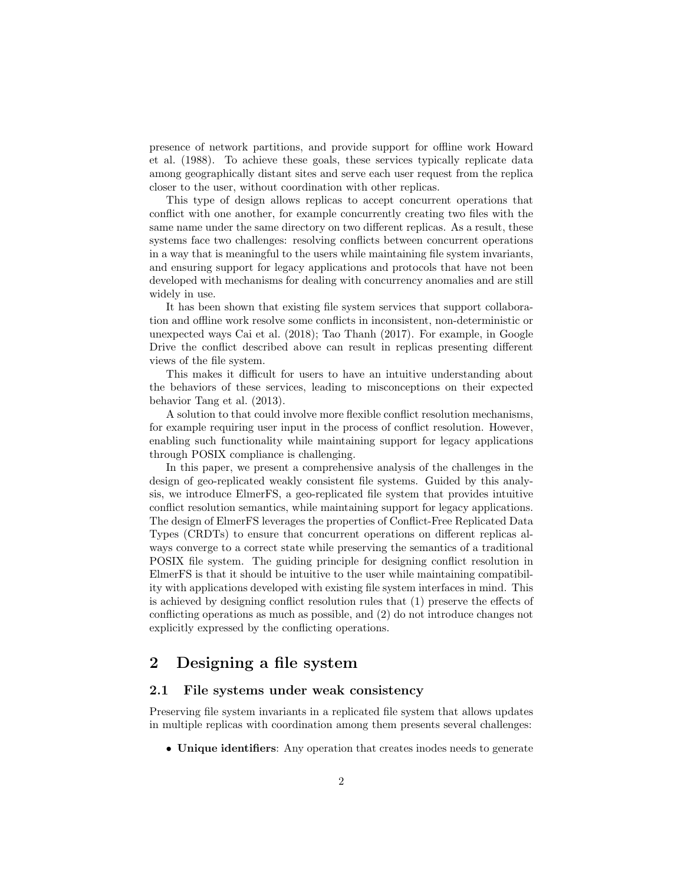presence of network partitions, and provide support for offline work Howard et al. (1988). To achieve these goals, these services typically replicate data among geographically distant sites and serve each user request from the replica closer to the user, without coordination with other replicas.

This type of design allows replicas to accept concurrent operations that conflict with one another, for example concurrently creating two files with the same name under the same directory on two different replicas. As a result, these systems face two challenges: resolving conflicts between concurrent operations in a way that is meaningful to the users while maintaining file system invariants, and ensuring support for legacy applications and protocols that have not been developed with mechanisms for dealing with concurrency anomalies and are still widely in use.

It has been shown that existing file system services that support collaboration and offline work resolve some conflicts in inconsistent, non-deterministic or unexpected ways Cai et al. (2018); Tao Thanh (2017). For example, in Google Drive the conflict described above can result in replicas presenting different views of the file system.

This makes it difficult for users to have an intuitive understanding about the behaviors of these services, leading to misconceptions on their expected behavior Tang et al. (2013).

A solution to that could involve more flexible conflict resolution mechanisms, for example requiring user input in the process of conflict resolution. However, enabling such functionality while maintaining support for legacy applications through POSIX compliance is challenging.

In this paper, we present a comprehensive analysis of the challenges in the design of geo-replicated weakly consistent file systems. Guided by this analysis, we introduce ElmerFS, a geo-replicated file system that provides intuitive conflict resolution semantics, while maintaining support for legacy applications. The design of ElmerFS leverages the properties of Conflict-Free Replicated Data Types (CRDTs) to ensure that concurrent operations on different replicas always converge to a correct state while preserving the semantics of a traditional POSIX file system. The guiding principle for designing conflict resolution in ElmerFS is that it should be intuitive to the user while maintaining compatibility with applications developed with existing file system interfaces in mind. This is achieved by designing conflict resolution rules that (1) preserve the effects of conflicting operations as much as possible, and (2) do not introduce changes not explicitly expressed by the conflicting operations.

## 2 Designing a file system

### 2.1 File systems under weak consistency

Preserving file system invariants in a replicated file system that allows updates in multiple replicas with coordination among them presents several challenges:

- **Unique identifiers**: Any operation that creates inodes needs to generate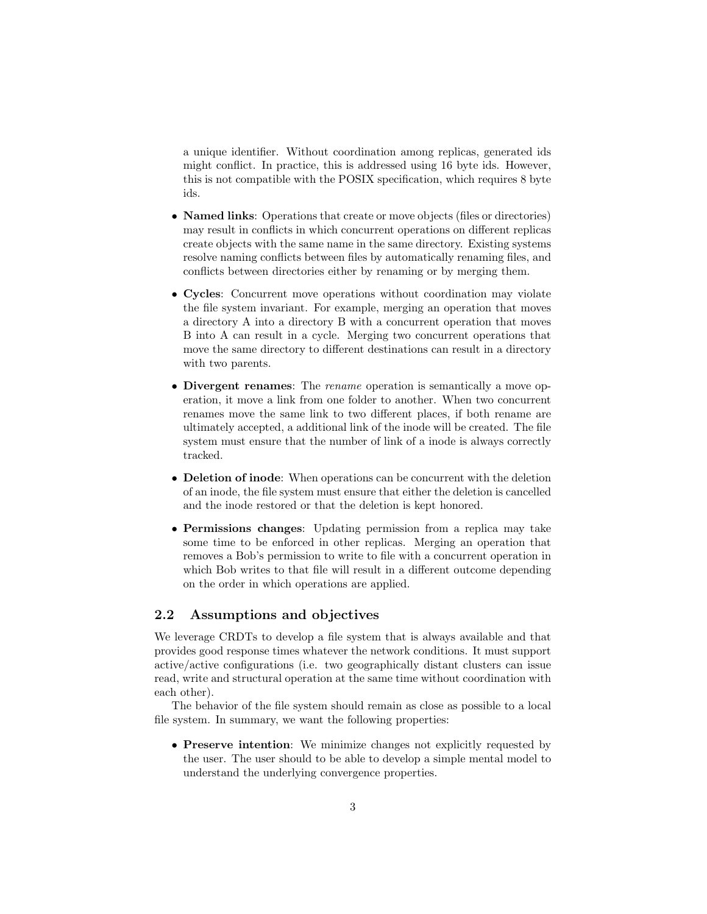a unique identifier. Without coordination among replicas, generated ids might conflict. In practice, this is addressed using 16 byte ids. However, this is not compatible with the POSIX specification, which requires 8 byte ids.

- **Named links**: Operations that create or move objects (files or directories) may result in conflicts in which concurrent operations on different replicas create objects with the same name in the same directory. Existing systems resolve naming conflicts between files by automatically renaming files, and conflicts between directories either by renaming or by merging them.
- **Cycles**: Concurrent move operations without coordination may violate the file system invariant. For example, merging an operation that moves a directory A into a directory B with a concurrent operation that moves B into A can result in a cycle. Merging two concurrent operations that move the same directory to different destinations can result in a directory with two parents.
- **Divergent renames**: The *rename* operation is semantically a move operation, it move a link from one folder to another. When two concurrent renames move the same link to two different places, if both rename are ultimately accepted, a additional link of the inode will be created. The file system must ensure that the number of link of a inode is always correctly tracked.
- **Deletion of inode**: When operations can be concurrent with the deletion of an inode, the file system must ensure that either the deletion is cancelled and the inode restored or that the deletion is kept honored.
- **Permissions changes**: Updating permission from a replica may take some time to be enforced in other replicas. Merging an operation that removes a Bob's permission to write to file with a concurrent operation in which Bob writes to that file will result in a different outcome depending on the order in which operations are applied.

## 2.2 Assumptions and objectives

We leverage CRDTs to develop a file system that is always available and that provides good response times whatever the network conditions. It must support active/active configurations (i.e. two geographically distant clusters can issue read, write and structural operation at the same time without coordination with each other).

The behavior of the file system should remain as close as possible to a local file system. In summary, we want the following properties:

- **Preserve intention**: We minimize changes not explicitly requested by the user. The user should to be able to develop a simple mental model to understand the underlying convergence properties.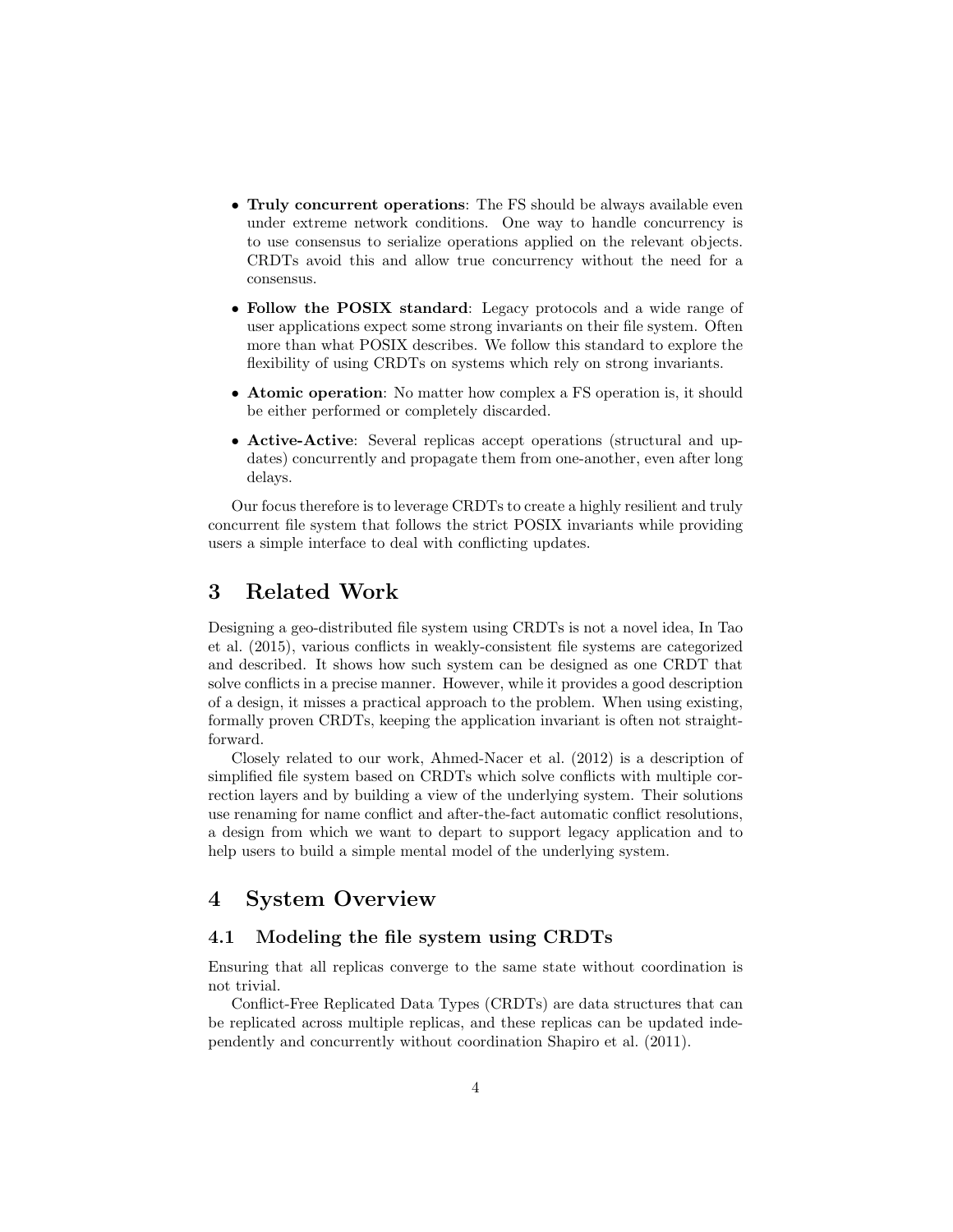- **Truly concurrent operations**: The FS should be always available even under extreme network conditions. One way to handle concurrency is to use consensus to serialize operations applied on the relevant objects. CRDTs avoid this and allow true concurrency without the need for a consensus.
- **Follow the POSIX standard**: Legacy protocols and a wide range of user applications expect some strong invariants on their file system. Often more than what POSIX describes. We follow this standard to explore the flexibility of using CRDTs on systems which rely on strong invariants.
- **Atomic operation**: No matter how complex a FS operation is, it should be either performed or completely discarded.
- **Active-Active**: Several replicas accept operations (structural and updates) concurrently and propagate them from one-another, even after long delays.

Our focus therefore is to leverage CRDTs to create a highly resilient and truly concurrent file system that follows the strict POSIX invariants while providing users a simple interface to deal with conflicting updates.

# 3 Related Work

Designing a geo-distributed file system using CRDTs is not a novel idea, In Tao et al. (2015), various conflicts in weakly-consistent file systems are categorized and described. It shows how such system can be designed as one CRDT that solve conflicts in a precise manner. However, while it provides a good description of a design, it misses a practical approach to the problem. When using existing, formally proven CRDTs, keeping the application invariant is often not straightforward.

Closely related to our work, Ahmed-Nacer et al. (2012) is a description of simplified file system based on CRDTs which solve conflicts with multiple correction layers and by building a view of the underlying system. Their solutions use renaming for name conflict and after-the-fact automatic conflict resolutions, a design from which we want to depart to support legacy application and to help users to build a simple mental model of the underlying system.

# 4 System Overview

## 4.1 Modeling the file system using CRDTs

Ensuring that all replicas converge to the same state without coordination is not trivial.

Conflict-Free Replicated Data Types (CRDTs) are data structures that can be replicated across multiple replicas, and these replicas can be updated independently and concurrently without coordination Shapiro et al. (2011).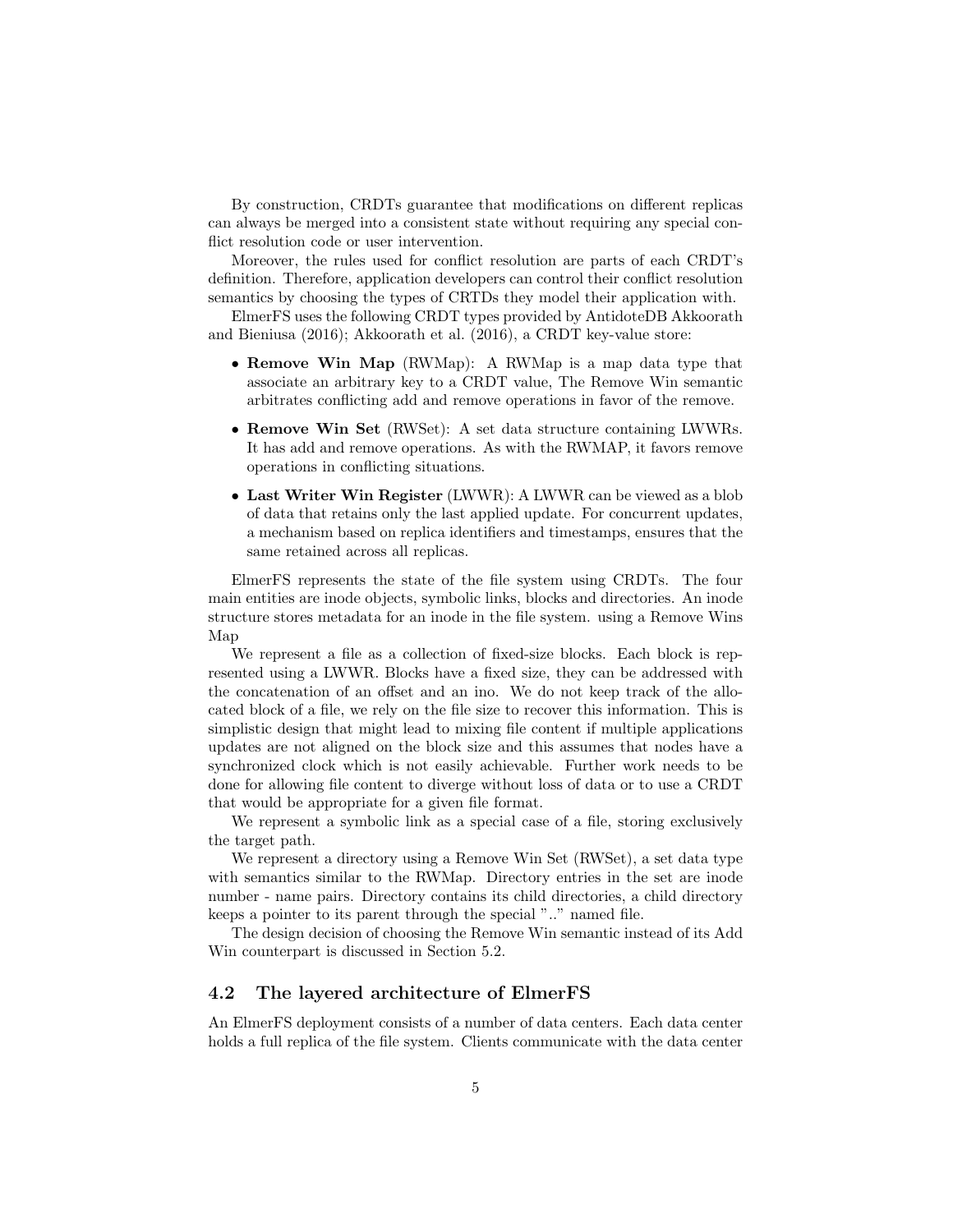By construction, CRDTs guarantee that modifications on different replicas can always be merged into a consistent state without requiring any special conflict resolution code or user intervention.

Moreover, the rules used for conflict resolution are parts of each CRDT's definition. Therefore, application developers can control their conflict resolution semantics by choosing the types of CRTDs they model their application with.

ElmerFS uses the following CRDT types provided by AntidoteDB Akkoorath and Bieniusa (2016); Akkoorath et al. (2016), a CRDT key-value store:

- **Remove Win Map** (RWMap): A RWMap is a map data type that associate an arbitrary key to a CRDT value, The Remove Win semantic arbitrates conflicting add and remove operations in favor of the remove.
- **Remove Win Set** (RWSet): A set data structure containing LWWRs. It has add and remove operations. As with the RWMAP, it favors remove operations in conflicting situations.
- **Last Writer Win Register** (LWWR): A LWWR can be viewed as a blob of data that retains only the last applied update. For concurrent updates, a mechanism based on replica identifiers and timestamps, ensures that the same retained across all replicas.

ElmerFS represents the state of the file system using CRDTs. The four main entities are inode objects, symbolic links, blocks and directories. An inode structure stores metadata for an inode in the file system. using a Remove Wins Map

We represent a file as a collection of fixed-size blocks. Each block is represented using a LWWR. Blocks have a fixed size, they can be addressed with the concatenation of an offset and an ino. We do not keep track of the allocated block of a file, we rely on the file size to recover this information. This is simplistic design that might lead to mixing file content if multiple applications updates are not aligned on the block size and this assumes that nodes have a synchronized clock which is not easily achievable. Further work needs to be done for allowing file content to diverge without loss of data or to use a CRDT that would be appropriate for a given file format.

We represent a symbolic link as a special case of a file, storing exclusively the target path.

We represent a directory using a Remove Win Set (RWSet), a set data type with semantics similar to the RWMap. Directory entries in the set are inode number - name pairs. Directory contains its child directories, a child directory keeps a pointer to its parent through the special ".." named file.

The design decision of choosing the Remove Win semantic instead of its Add Win counterpart is discussed in Section 5.2.

## 4.2 The layered architecture of ElmerFS

An ElmerFS deployment consists of a number of data centers. Each data center holds a full replica of the file system. Clients communicate with the data center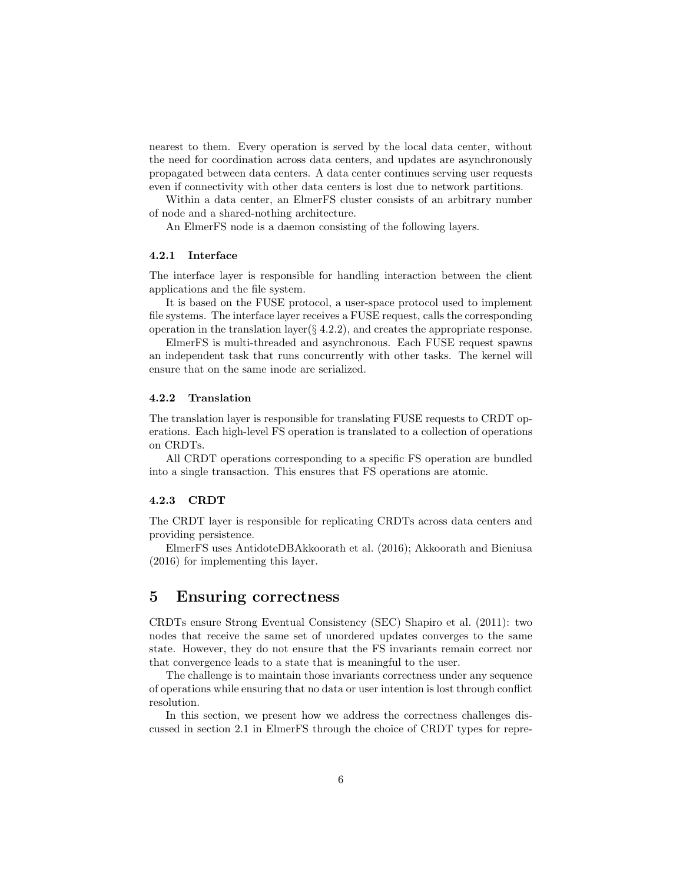nearest to them. Every operation is served by the local data center, without the need for coordination across data centers, and updates are asynchronously propagated between data centers. A data center continues serving user requests even if connectivity with other data centers is lost due to network partitions.

Within a data center, an ElmerFS cluster consists of an arbitrary number of node and a shared-nothing architecture.

An ElmerFS node is a daemon consisting of the following layers.

### 4.2.1 Interface

The interface layer is responsible for handling interaction between the client applications and the file system.

It is based on the FUSE protocol, a user-space protocol used to implement file systems. The interface layer receives a FUSE request, calls the corresponding operation in the translation layer(§ 4.2.2), and creates the appropriate response.

ElmerFS is multi-threaded and asynchronous. Each FUSE request spawns an independent task that runs concurrently with other tasks. The kernel will ensure that on the same inode are serialized.

### 4.2.2 Translation

The translation layer is responsible for translating FUSE requests to CRDT operations. Each high-level FS operation is translated to a collection of operations on CRDTs.

All CRDT operations corresponding to a specific FS operation are bundled into a single transaction. This ensures that FS operations are atomic.

### 4.2.3 CRDT

The CRDT layer is responsible for replicating CRDTs across data centers and providing persistence.

ElmerFS uses AntidoteDBAkkoorath et al. (2016); Akkoorath and Bieniusa (2016) for implementing this layer.

# 5 Ensuring correctness

CRDTs ensure Strong Eventual Consistency (SEC) Shapiro et al. (2011): two nodes that receive the same set of unordered updates converges to the same state. However, they do not ensure that the FS invariants remain correct nor that convergence leads to a state that is meaningful to the user.

The challenge is to maintain those invariants correctness under any sequence of operations while ensuring that no data or user intention is lost through conflict resolution.

In this section, we present how we address the correctness challenges discussed in section 2.1 in ElmerFS through the choice of CRDT types for repre-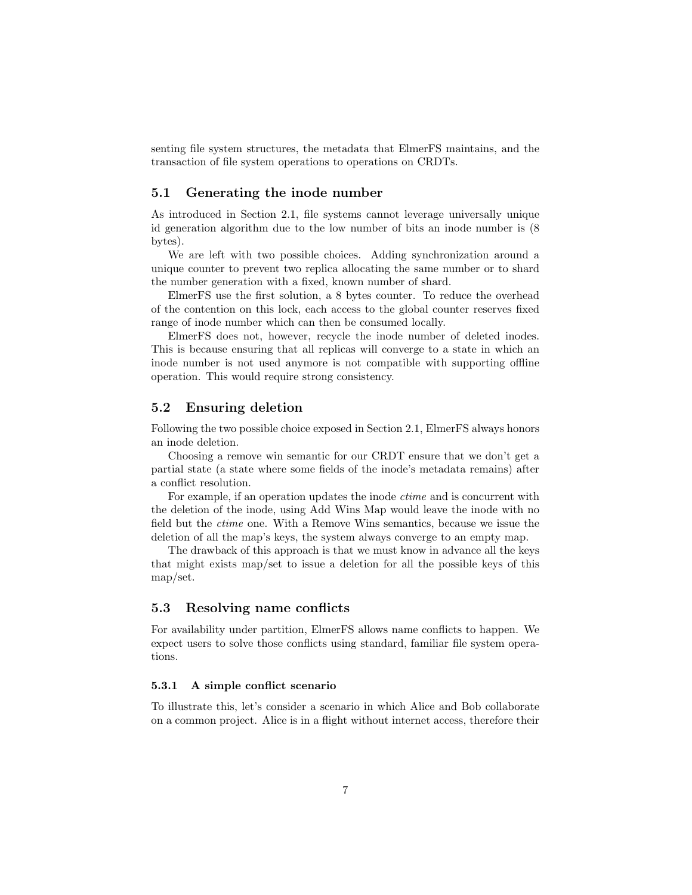senting file system structures, the metadata that ElmerFS maintains, and the transaction of file system operations to operations on CRDTs.

## 5.1 Generating the inode number

As introduced in Section 2.1, file systems cannot leverage universally unique id generation algorithm due to the low number of bits an inode number is (8 bytes).

We are left with two possible choices. Adding synchronization around a unique counter to prevent two replica allocating the same number or to shard the number generation with a fixed, known number of shard.

ElmerFS use the first solution, a 8 bytes counter. To reduce the overhead of the contention on this lock, each access to the global counter reserves fixed range of inode number which can then be consumed locally.

ElmerFS does not, however, recycle the inode number of deleted inodes. This is because ensuring that all replicas will converge to a state in which an inode number is not used anymore is not compatible with supporting offline operation. This would require strong consistency.

## 5.2 Ensuring deletion

Following the two possible choice exposed in Section 2.1, ElmerFS always honors an inode deletion.

Choosing a remove win semantic for our CRDT ensure that we don't get a partial state (a state where some fields of the inode's metadata remains) after a conflict resolution.

For example, if an operation updates the inode *ctime* and is concurrent with the deletion of the inode, using Add Wins Map would leave the inode with no field but the *ctime* one. With a Remove Wins semantics, because we issue the deletion of all the map's keys, the system always converge to an empty map.

The drawback of this approach is that we must know in advance all the keys that might exists map/set to issue a deletion for all the possible keys of this map/set.

## 5.3 Resolving name conflicts

For availability under partition, ElmerFS allows name conflicts to happen. We expect users to solve those conflicts using standard, familiar file system operations.

### 5.3.1 A simple conflict scenario

To illustrate this, let's consider a scenario in which Alice and Bob collaborate on a common project. Alice is in a flight without internet access, therefore their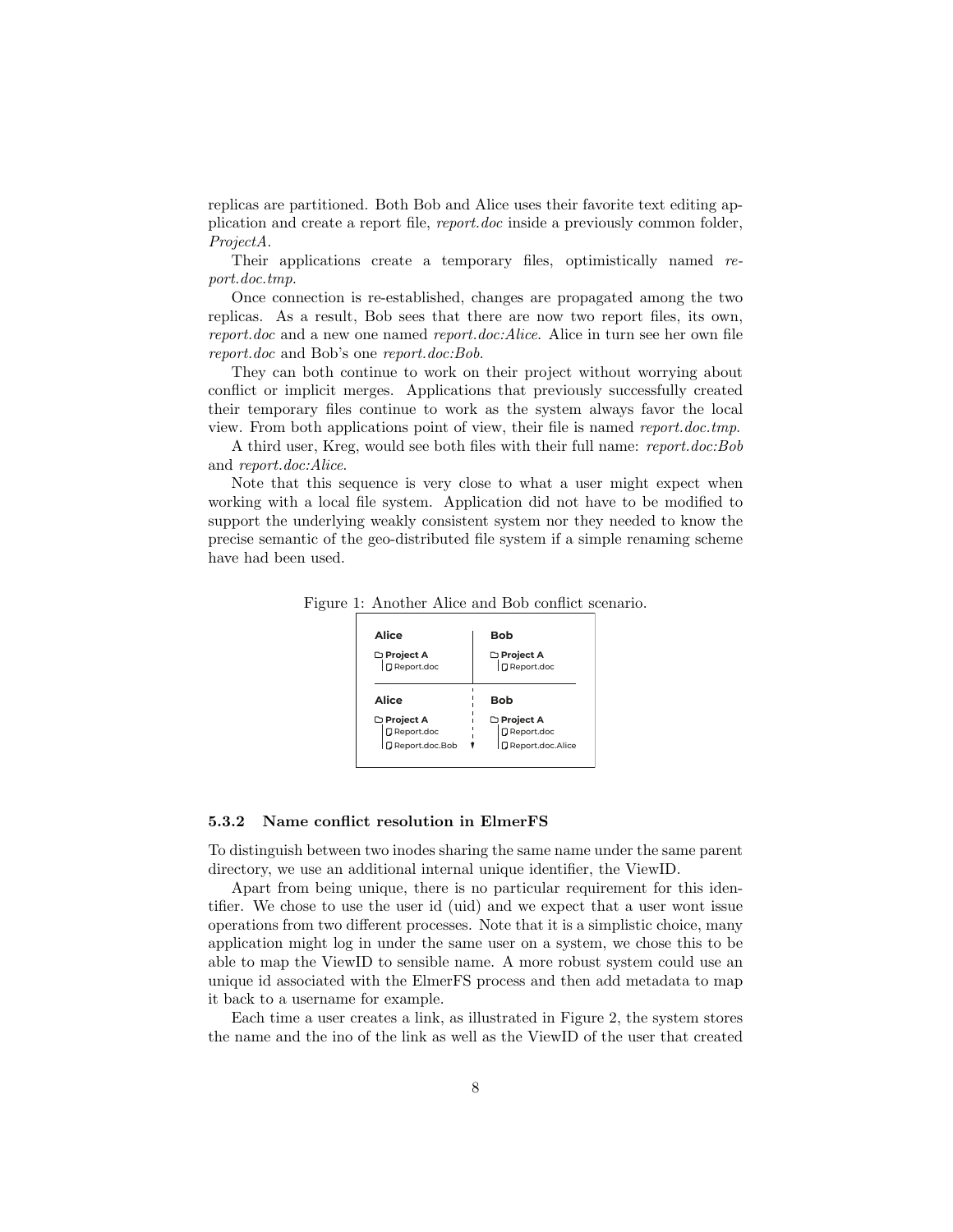replicas are partitioned. Both Bob and Alice uses their favorite text editing application and create a report file, *report.doc* inside a previously common folder, *ProjectA*.

Their applications create a temporary files, optimistically named *report.doc.tmp*.

Once connection is re-established, changes are propagated among the two replicas. As a result, Bob sees that there are now two report files, its own, *report.doc* and a new one named *report.doc:Alice*. Alice in turn see her own file *report.doc* and Bob's one *report.doc:Bob*.

They can both continue to work on their project without worrying about conflict or implicit merges. Applications that previously successfully created their temporary files continue to work as the system always favor the local view. From both applications point of view, their file is named *report.doc.tmp*.

A third user, Kreg, would see both files with their full name: *report.doc:Bob* and *report.doc:Alice*.

Note that this sequence is very close to what a user might expect when working with a local file system. Application did not have to be modified to support the underlying weakly consistent system nor they needed to know the precise semantic of the geo-distributed file system if a simple renaming scheme have had been used.

Figure 1: Another Alice and Bob conflict scenario.

| Alice | Bob |
|---|---|
| Project A<br>Report.doc | Project A<br>Report.doc |
| **Alice** | **Bob** |
| Project A<br>Report.doc<br>Report.doc.Bob | Project A<br>Report.doc<br>Report.doc.Alice |

### 5.3.2 Name conflict resolution in ElmerFS

To distinguish between two inodes sharing the same name under the same parent directory, we use an additional internal unique identifier, the ViewID.

Apart from being unique, there is no particular requirement for this identifier. We chose to use the user id (uid) and we expect that a user wont issue operations from two different processes. Note that it is a simplistic choice, many application might log in under the same user on a system, we chose this to be able to map the ViewID to sensible name. A more robust system could use an unique id associated with the ElmerFS process and then add metadata to map it back to a username for example.

Each time a user creates a link, as illustrated in Figure 2, the system stores the name and the ino of the link as well as the ViewID of the user that created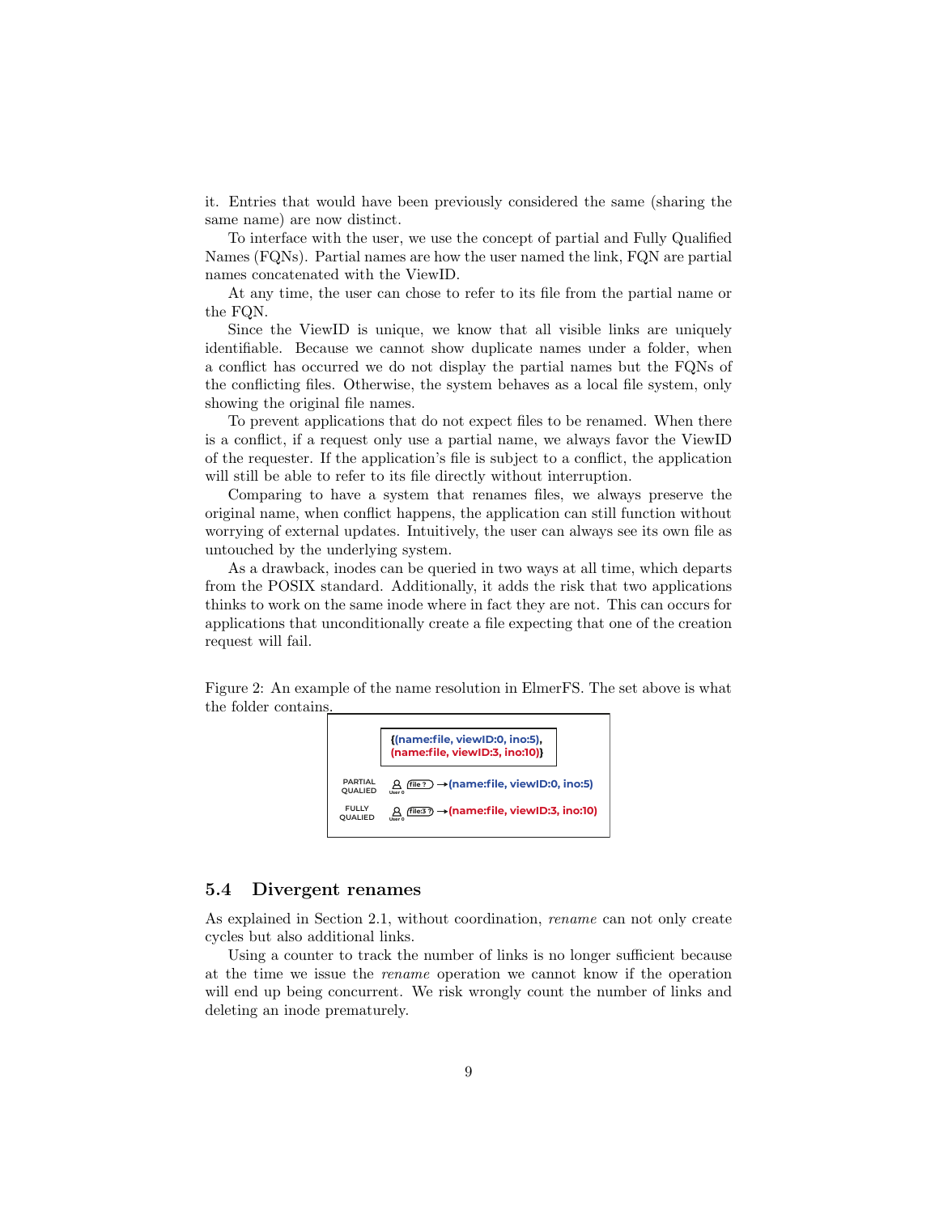it. Entries that would have been previously considered the same (sharing the same name) are now distinct.

To interface with the user, we use the concept of partial and Fully Qualified Names (FQNs). Partial names are how the user named the link, FQN are partial names concatenated with the ViewID.

At any time, the user can chose to refer to its file from the partial name or the FQN.

Since the ViewID is unique, we know that all visible links are uniquely identifiable. Because we cannot show duplicate names under a folder, when a conflict has occurred we do not display the partial names but the FQNs of the conflicting files. Otherwise, the system behaves as a local file system, only showing the original file names.

To prevent applications that do not expect files to be renamed. When there is a conflict, if a request only use a partial name, we always favor the ViewID of the requester. If the application's file is subject to a conflict, the application will still be able to refer to its file directly without interruption.

Comparing to have a system that renames files, we always preserve the original name, when conflict happens, the application can still function without worrying of external updates. Intuitively, the user can always see its own file as untouched by the underlying system.

As a drawback, inodes can be queried in two ways at all time, which departs from the POSIX standard. Additionally, it adds the risk that two applications thinks to work on the same inode where in fact they are not. This can occurs for applications that unconditionally create a file expecting that one of the creation request will fail.

Figure 2: An example of the name resolution in ElmerFS. The set above is what the folder contains.

{(name:file, viewID:0, ino:5), (name:file, viewID:3, ino:10)}

PARTIAL QUALIED — User 0 — file ? → (name:file, viewID:0, ino:5)

FULLY QUALIED — User 0 — file:3 ? → (name:file, viewID:3, ino:10)

## 5.4 Divergent renames

As explained in Section 2.1, without coordination, *rename* can not only create cycles but also additional links.

Using a counter to track the number of links is no longer sufficient because at the time we issue the *rename* operation we cannot know if the operation will end up being concurrent. We risk wrongly count the number of links and deleting an inode prematurely.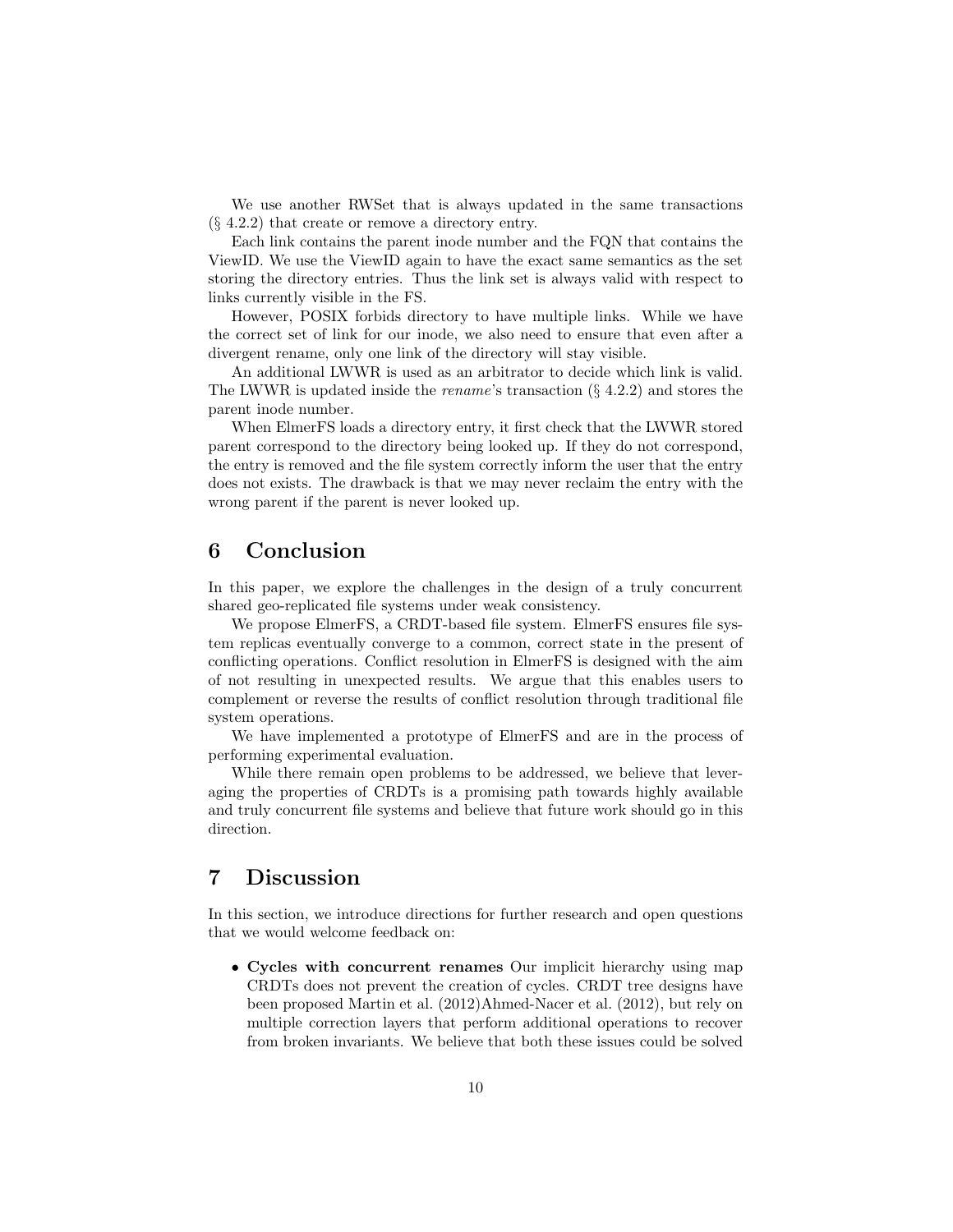We use another RWSet that is always updated in the same transactions (§ 4.2.2) that create or remove a directory entry.

Each link contains the parent inode number and the FQN that contains the ViewID. We use the ViewID again to have the exact same semantics as the set storing the directory entries. Thus the link set is always valid with respect to links currently visible in the FS.

However, POSIX forbids directory to have multiple links. While we have the correct set of link for our inode, we also need to ensure that even after a divergent rename, only one link of the directory will stay visible.

An additional LWWR is used as an arbitrator to decide which link is valid. The LWWR is updated inside the *rename*'s transaction (§ 4.2.2) and stores the parent inode number.

When ElmerFS loads a directory entry, it first check that the LWWR stored parent correspond to the directory being looked up. If they do not correspond, the entry is removed and the file system correctly inform the user that the entry does not exists. The drawback is that we may never reclaim the entry with the wrong parent if the parent is never looked up.

# 6 Conclusion

In this paper, we explore the challenges in the design of a truly concurrent shared geo-replicated file systems under weak consistency.

We propose ElmerFS, a CRDT-based file system. ElmerFS ensures file system replicas eventually converge to a common, correct state in the present of conflicting operations. Conflict resolution in ElmerFS is designed with the aim of not resulting in unexpected results. We argue that this enables users to complement or reverse the results of conflict resolution through traditional file system operations.

We have implemented a prototype of ElmerFS and are in the process of performing experimental evaluation.

While there remain open problems to be addressed, we believe that leveraging the properties of CRDTs is a promising path towards highly available and truly concurrent file systems and believe that future work should go in this direction.

# 7 Discussion

In this section, we introduce directions for further research and open questions that we would welcome feedback on:

- **Cycles with concurrent renames** Our implicit hierarchy using map CRDTs does not prevent the creation of cycles. CRDT tree designs have been proposed Martin et al. (2012)Ahmed-Nacer et al. (2012), but rely on multiple correction layers that perform additional operations to recover from broken invariants. We believe that both these issues could be solved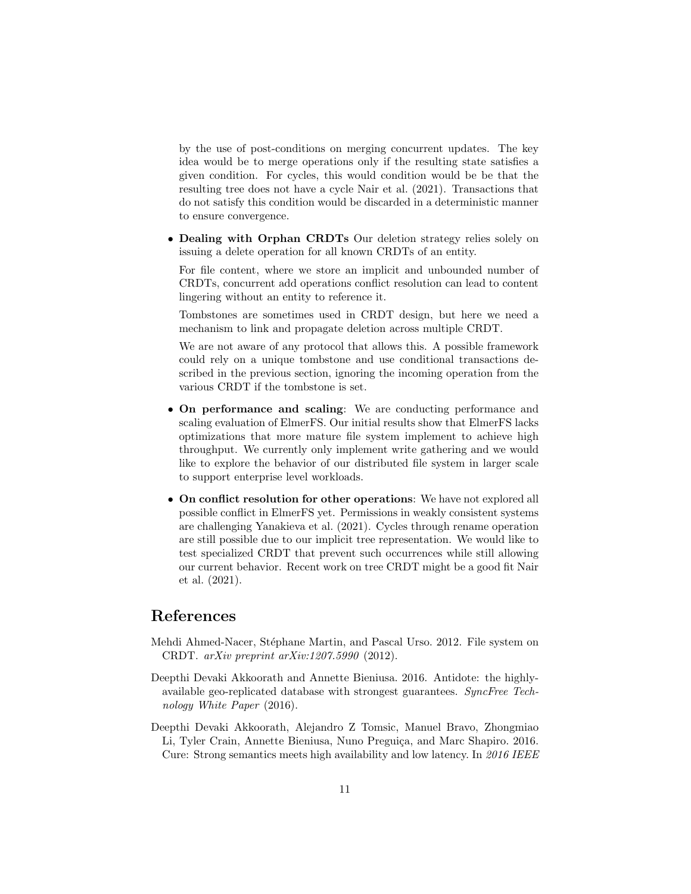by the use of post-conditions on merging concurrent updates. The key idea would be to merge operations only if the resulting state satisfies a given condition. For cycles, this would condition would be be that the resulting tree does not have a cycle Nair et al. (2021). Transactions that do not satisfy this condition would be discarded in a deterministic manner to ensure convergence.

- **Dealing with Orphan CRDTs** Our deletion strategy relies solely on issuing a delete operation for all known CRDTs of an entity.

  For file content, where we store an implicit and unbounded number of CRDTs, concurrent add operations conflict resolution can lead to content lingering without an entity to reference it.

  Tombstones are sometimes used in CRDT design, but here we need a mechanism to link and propagate deletion across multiple CRDT.

  We are not aware of any protocol that allows this. A possible framework could rely on a unique tombstone and use conditional transactions described in the previous section, ignoring the incoming operation from the various CRDT if the tombstone is set.

- **On performance and scaling**: We are conducting performance and scaling evaluation of ElmerFS. Our initial results show that ElmerFS lacks optimizations that more mature file system implement to achieve high throughput. We currently only implement write gathering and we would like to explore the behavior of our distributed file system in larger scale to support enterprise level workloads.

- **On conflict resolution for other operations**: We have not explored all possible conflict in ElmerFS yet. Permissions in weakly consistent systems are challenging Yanakieva et al. (2021). Cycles through rename operation are still possible due to our implicit tree representation. We would like to test specialized CRDT that prevent such occurrences while still allowing our current behavior. Recent work on tree CRDT might be a good fit Nair et al. (2021).

## References

Mehdi Ahmed-Nacer, Stéphane Martin, and Pascal Urso. 2012. File system on CRDT. *arXiv preprint arXiv:1207.5990* (2012).

Deepthi Devaki Akkoorath and Annette Bieniusa. 2016. Antidote: the highly-available geo-replicated database with strongest guarantees. *SyncFree Technology White Paper* (2016).

Deepthi Devaki Akkoorath, Alejandro Z Tomsic, Manuel Bravo, Zhongmiao Li, Tyler Crain, Annette Bieniusa, Nuno Preguiça, and Marc Shapiro. 2016. Cure: Strong semantics meets high availability and low latency. In *2016 IEEE*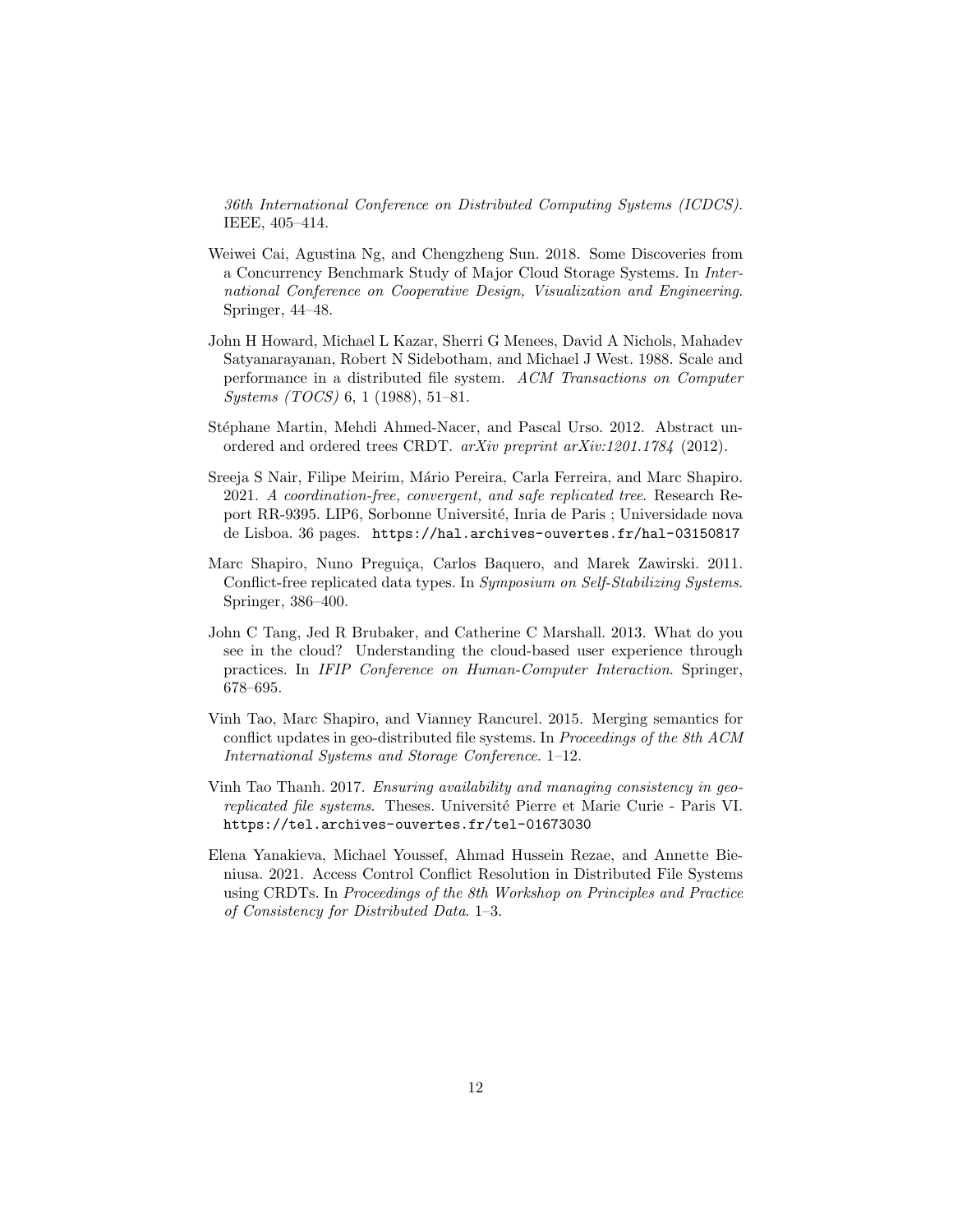*36th International Conference on Distributed Computing Systems (ICDCS)*. IEEE, 405–414.

Weiwei Cai, Agustina Ng, and Chengzheng Sun. 2018. Some Discoveries from a Concurrency Benchmark Study of Major Cloud Storage Systems. In *International Conference on Cooperative Design, Visualization and Engineering*. Springer, 44–48.

John H Howard, Michael L Kazar, Sherri G Menees, David A Nichols, Mahadev Satyanarayanan, Robert N Sidebotham, and Michael J West. 1988. Scale and performance in a distributed file system. *ACM Transactions on Computer Systems (TOCS)* 6, 1 (1988), 51–81.

Stéphane Martin, Mehdi Ahmed-Nacer, and Pascal Urso. 2012. Abstract unordered and ordered trees CRDT. *arXiv preprint arXiv:1201.1784* (2012).

Sreeja S Nair, Filipe Meirim, Mário Pereira, Carla Ferreira, and Marc Shapiro. 2021. *A coordination-free, convergent, and safe replicated tree*. Research Report RR-9395. LIP6, Sorbonne Université, Inria de Paris ; Universidade nova de Lisboa. 36 pages. `https://hal.archives-ouvertes.fr/hal-03150817`

Marc Shapiro, Nuno Preguiça, Carlos Baquero, and Marek Zawirski. 2011. Conflict-free replicated data types. In *Symposium on Self-Stabilizing Systems*. Springer, 386–400.

John C Tang, Jed R Brubaker, and Catherine C Marshall. 2013. What do you see in the cloud? Understanding the cloud-based user experience through practices. In *IFIP Conference on Human-Computer Interaction*. Springer, 678–695.

Vinh Tao, Marc Shapiro, and Vianney Rancurel. 2015. Merging semantics for conflict updates in geo-distributed file systems. In *Proceedings of the 8th ACM International Systems and Storage Conference*. 1–12.

Vinh Tao Thanh. 2017. *Ensuring availability and managing consistency in geo-replicated file systems*. Theses. Université Pierre et Marie Curie - Paris VI. `https://tel.archives-ouvertes.fr/tel-01673030`

Elena Yanakieva, Michael Youssef, Ahmad Hussein Rezae, and Annette Bieniusa. 2021. Access Control Conflict Resolution in Distributed File Systems using CRDTs. In *Proceedings of the 8th Workshop on Principles and Practice of Consistency for Distributed Data*. 1–3.